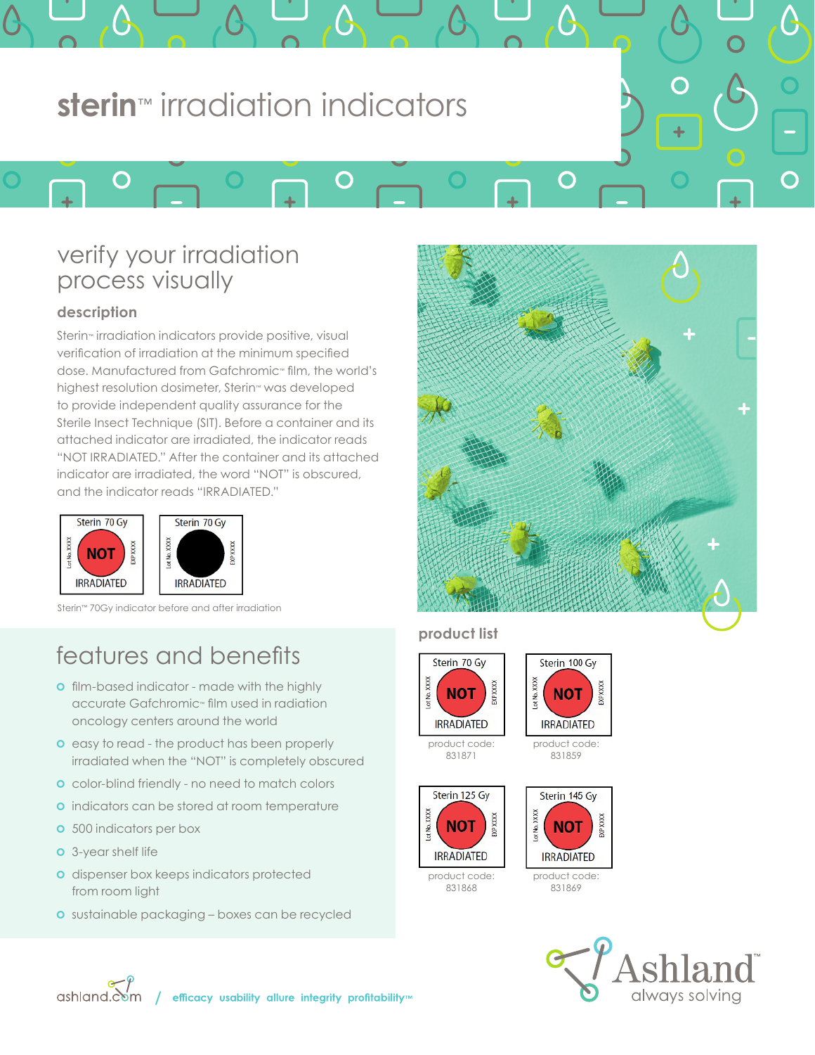# sterin™ irradiation indicators

## verify your irradiation process visually

### description

Sterin™ irradiation indicators provide positive, visual verification of irradiation at the minimum specified dose. Manufactured from Gafchromic™ film, the world's highest resolution dosimeter, Sterin™ was developed to provide independent quality assurance for the Sterile Insect Technique (SIT). Before a container and its attached indicator are irradiated, the indicator reads "NOT IRRADIATED." After the container and its attached indicator are irradiated, the word "NOT" is obscured, and the indicator reads "IRRADIATED."

Sterin 70 Gy — NOT IRRADIATED — Lot No. XXXX — EXP XXXX

Sterin 70 Gy — IRRADIATED — Lot No. XXXX — EXP XXXX

Sterin™ 70Gy indicator before and after irradiation

## features and benefits

- film-based indicator - made with the highly accurate Gafchromic™ film used in radiation oncology centers around the world
- easy to read - the product has been properly irradiated when the "NOT" is completely obscured
- color-blind friendly - no need to match colors
- indicators can be stored at room temperature
- 500 indicators per box
- 3-year shelf life
- dispenser box keeps indicators protected from room light
- sustainable packaging – boxes can be recycled

### product list

| Product | Product code |
|---|---|
| Sterin 70 Gy | 831871 |
| Sterin 100 Gy | 831859 |
| Sterin 125 Gy | 831868 |
| Sterin 145 Gy | 831869 |

ashland.com / efficacy usability allure integrity profitability™

Ashland™ always solving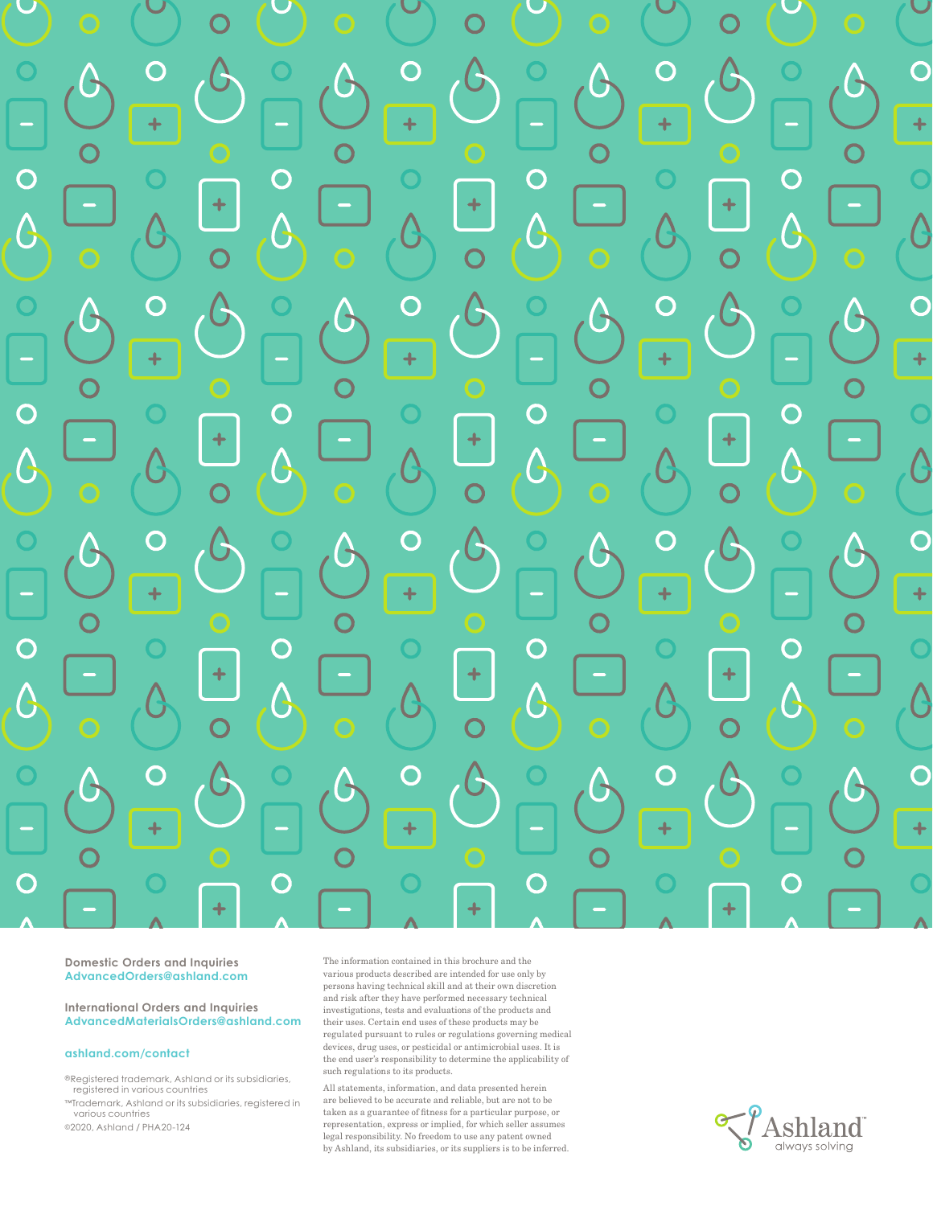**Domestic Orders and Inquiries**
AdvancedOrders@ashland.com

**International Orders and Inquiries**
AdvancedMaterialsOrders@ashland.com

ashland.com/contact

®Registered trademark, Ashland or its subsidiaries, registered in various countries
™Trademark, Ashland or its subsidiaries, registered in various countries
©2020, Ashland / PHA20-124

The information contained in this brochure and the various products described are intended for use only by persons having technical skill and at their own discretion and risk after they have performed necessary technical investigations, tests and evaluations of the products and their uses. Certain end uses of these products may be regulated pursuant to rules or regulations governing medical devices, drug uses, or pesticidal or antimicrobial uses. It is the end user's responsibility to determine the applicability of such regulations to its products.

All statements, information, and data presented herein are believed to be accurate and reliable, but are not to be taken as a guarantee of fitness for a particular purpose, or representation, express or implied, for which seller assumes legal responsibility. No freedom to use any patent owned by Ashland, its subsidiaries, or its suppliers is to be inferred.

Ashland™
always solving